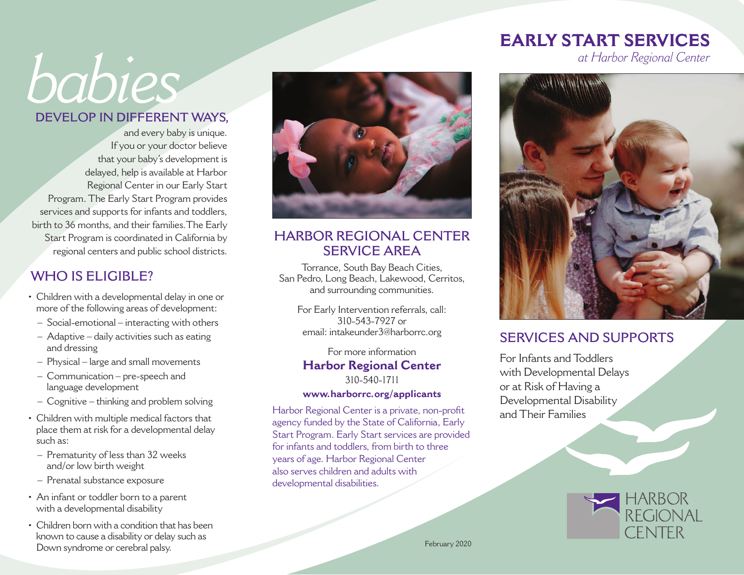# *babies*

## DEVELOP IN DIFFERENT WAYS,

and every baby is unique. If you or your doctor believe that your baby's development is delayed, help is available at Harbor Regional Center in our Early Start Program. The Early Start Program provides services and supports for infants and toddlers, birth to 36 months, and their families. The Early Start Program is coordinated in California by regional centers and public school districts.

## WHO IS ELIGIBLE?

- Children with a developmental delay in one or more of the following areas of development:
  - Social-emotional – interacting with others
  - Adaptive – daily activities such as eating and dressing
  - Physical – large and small movements
  - Communication – pre-speech and language development
  - Cognitive – thinking and problem solving
- Children with multiple medical factors that place them at risk for a developmental delay such as:
  - Prematurity of less than 32 weeks and/or low birth weight
  - Prenatal substance exposure
- An infant or toddler born to a parent with a developmental disability
- Children born with a condition that has been known to cause a disability or delay such as Down syndrome or cerebral palsy.

## HARBOR REGIONAL CENTER SERVICE AREA

Torrance, South Bay Beach Cities, San Pedro, Long Beach, Lakewood, Cerritos, and surrounding communities.

For Early Intervention referrals, call:
310-543-7927 or
email: intakeunder3@harborrc.org

For more information
**Harbor Regional Center**
310-540-1711
**www.harborrc.org/applicants**

Harbor Regional Center is a private, non-profit agency funded by the State of California, Early Start Program. Early Start services are provided for infants and toddlers, from birth to three years of age. Harbor Regional Center also serves children and adults with developmental disabilities.

February 2020

# EARLY START SERVICES

*at Harbor Regional Center*

## SERVICES AND SUPPORTS

For Infants and Toddlers with Developmental Delays or at Risk of Having a Developmental Disability and Their Families

HARBOR REGIONAL CENTER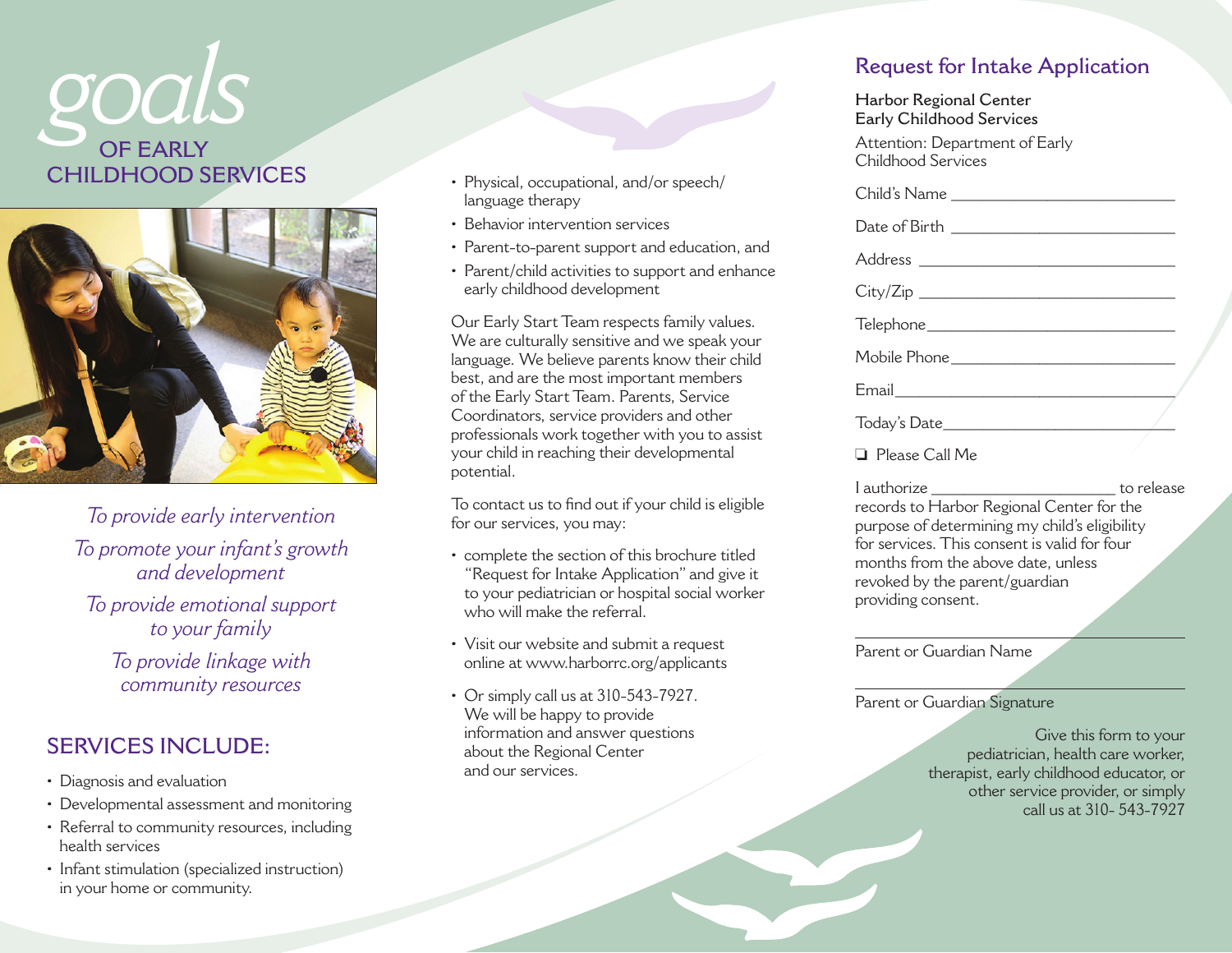# *goals* OF EARLY CHILDHOOD SERVICES

*To provide early intervention*

*To promote your infant's growth and development*

*To provide emotional support to your family*

*To provide linkage with community resources*

## SERVICES INCLUDE:

- Diagnosis and evaluation
- Developmental assessment and monitoring
- Referral to community resources, including health services
- Infant stimulation (specialized instruction) in your home or community.
- Physical, occupational, and/or speech/language therapy
- Behavior intervention services
- Parent-to-parent support and education, and
- Parent/child activities to support and enhance early childhood development

Our Early Start Team respects family values. We are culturally sensitive and we speak your language. We believe parents know their child best, and are the most important members of the Early Start Team. Parents, Service Coordinators, service providers and other professionals work together with you to assist your child in reaching their developmental potential.

To contact us to find out if your child is eligible for our services, you may:

- complete the section of this brochure titled "Request for Intake Application" and give it to your pediatrician or hospital social worker who will make the referral.
- Visit our website and submit a request online at www.harborrc.org/applicants
- Or simply call us at 310-543-7927. We will be happy to provide information and answer questions about the Regional Center and our services.

## Request for Intake Application

Harbor Regional Center
Early Childhood Services

Attention: Department of Early Childhood Services

Child's Name ___________________________

Date of Birth ___________________________

Address ___________________________

City/Zip ___________________________

Telephone ___________________________

Mobile Phone ___________________________

Email ___________________________

Today's Date ___________________________

❑ Please Call Me

I authorize ____________________ to release records to Harbor Regional Center for the purpose of determining my child's eligibility for services. This consent is valid for four months from the above date, unless revoked by the parent/guardian providing consent.

___________________________
Parent or Guardian Name

___________________________
Parent or Guardian Signature

Give this form to your pediatrician, health care worker, therapist, early childhood educator, or other service provider, or simply call us at 310- 543-7927